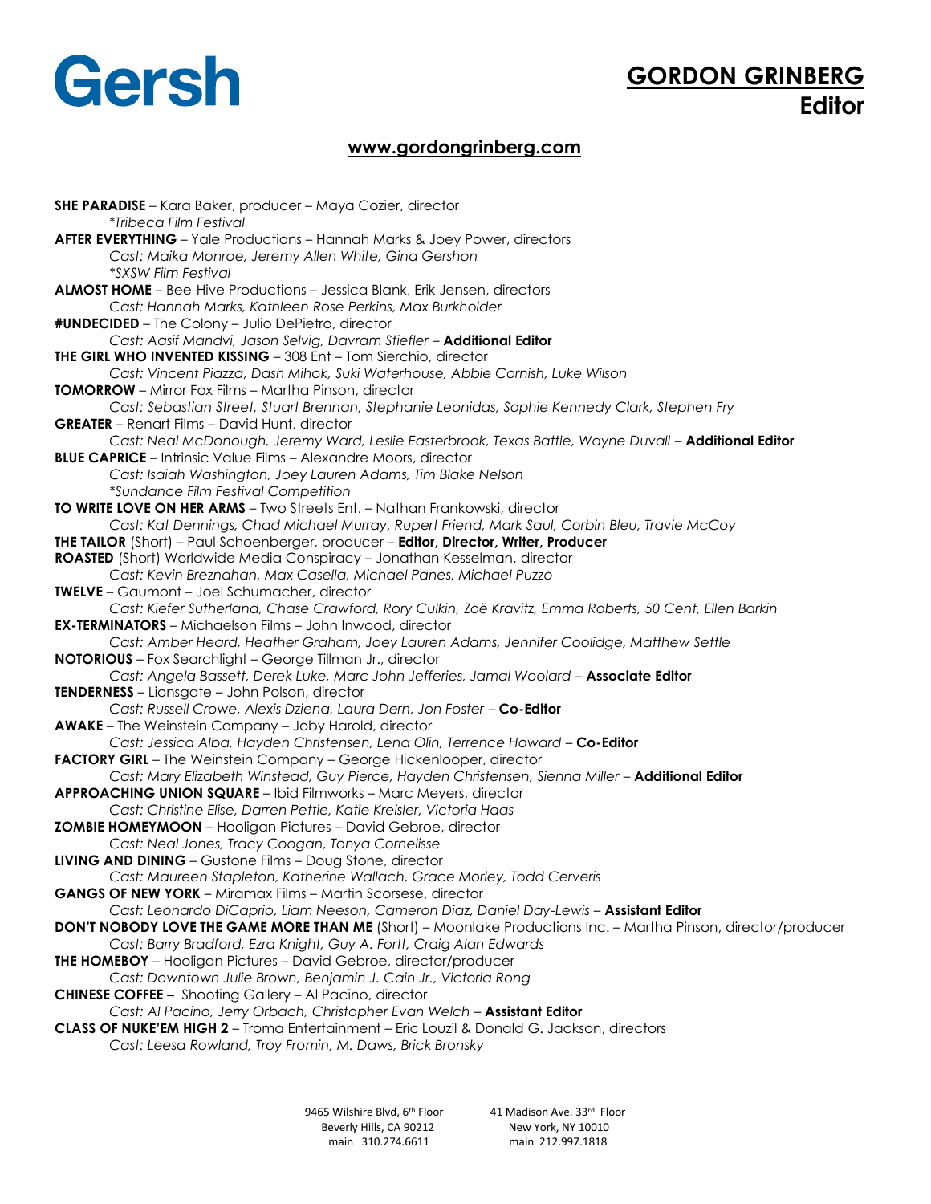Gersh

# GORDON GRINBERG

## Editor

**www.gordongrinberg.com**

**SHE PARADISE** – Kara Baker, producer – Maya Cozier, director
*\*Tribeca Film Festival*

**AFTER EVERYTHING** – Yale Productions – Hannah Marks & Joey Power, directors
*Cast: Maika Monroe, Jeremy Allen White, Gina Gershon*
*\*SXSW Film Festival*

**ALMOST HOME** – Bee-Hive Productions – Jessica Blank, Erik Jensen, directors
*Cast: Hannah Marks, Kathleen Rose Perkins, Max Burkholder*

**#UNDECIDED** – The Colony – Julio DePietro, director
*Cast: Aasif Mandvi, Jason Selvig, Davram Stiefler* – **Additional Editor**

**THE GIRL WHO INVENTED KISSING** – 308 Ent – Tom Sierchio, director
*Cast: Vincent Piazza, Dash Mihok, Suki Waterhouse, Abbie Cornish, Luke Wilson*

**TOMORROW** – Mirror Fox Films – Martha Pinson, director
*Cast: Sebastian Street, Stuart Brennan, Stephanie Leonidas, Sophie Kennedy Clark, Stephen Fry*

**GREATER** – Renart Films – David Hunt, director
*Cast: Neal McDonough, Jeremy Ward, Leslie Easterbrook, Texas Battle, Wayne Duvall* – **Additional Editor**

**BLUE CAPRICE** – Intrinsic Value Films – Alexandre Moors, director
*Cast: Isaiah Washington, Joey Lauren Adams, Tim Blake Nelson*
*\*Sundance Film Festival Competition*

**TO WRITE LOVE ON HER ARMS** – Two Streets Ent. – Nathan Frankowski, director
*Cast: Kat Dennings, Chad Michael Murray, Rupert Friend, Mark Saul, Corbin Bleu, Travie McCoy*

**THE TAILOR** (Short) – Paul Schoenberger, producer – **Editor, Director, Writer, Producer**

**ROASTED** (Short) Worldwide Media Conspiracy – Jonathan Kesselman, director
*Cast: Kevin Breznahan, Max Casella, Michael Panes, Michael Puzzo*

**TWELVE** – Gaumont – Joel Schumacher, director
*Cast: Kiefer Sutherland, Chase Crawford, Rory Culkin, Zoë Kravitz, Emma Roberts, 50 Cent, Ellen Barkin*

**EX-TERMINATORS** – Michaelson Films – John Inwood, director
*Cast: Amber Heard, Heather Graham, Joey Lauren Adams, Jennifer Coolidge, Matthew Settle*

**NOTORIOUS** – Fox Searchlight – George Tillman Jr., director
*Cast: Angela Bassett, Derek Luke, Marc John Jefferies, Jamal Woolard* – **Associate Editor**

**TENDERNESS** – Lionsgate – John Polson, director
*Cast: Russell Crowe, Alexis Dziena, Laura Dern, Jon Foster* – **Co-Editor**

**AWAKE** – The Weinstein Company – Joby Harold, director
*Cast: Jessica Alba, Hayden Christensen, Lena Olin, Terrence Howard* – **Co-Editor**

**FACTORY GIRL** – The Weinstein Company – George Hickenlooper, director
*Cast: Mary Elizabeth Winstead, Guy Pierce, Hayden Christensen, Sienna Miller* – **Additional Editor**

**APPROACHING UNION SQUARE** – Ibid Filmworks – Marc Meyers, director
*Cast: Christine Elise, Darren Pettie, Katie Kreisler, Victoria Haas*

**ZOMBIE HOMEYMOON** – Hooligan Pictures – David Gebroe, director
*Cast: Neal Jones, Tracy Coogan, Tonya Cornelisse*

**LIVING AND DINING** – Gustone Films – Doug Stone, director
*Cast: Maureen Stapleton, Katherine Wallach, Grace Morley, Todd Cerveris*

**GANGS OF NEW YORK** – Miramax Films – Martin Scorsese, director
*Cast: Leonardo DiCaprio, Liam Neeson, Cameron Diaz, Daniel Day-Lewis* – **Assistant Editor**

**DON'T NOBODY LOVE THE GAME MORE THAN ME** (Short) – Moonlake Productions Inc. – Martha Pinson, director/producer
*Cast: Barry Bradford, Ezra Knight, Guy A. Fortt, Craig Alan Edwards*

**THE HOMEBOY** – Hooligan Pictures – David Gebroe, director/producer
*Cast: Downtown Julie Brown, Benjamin J. Cain Jr., Victoria Rong*

**CHINESE COFFEE –** Shooting Gallery – Al Pacino, director
*Cast: Al Pacino, Jerry Orbach, Christopher Evan Welch* – **Assistant Editor**

**CLASS OF NUKE'EM HIGH 2** – Troma Entertainment – Eric Louzil & Donald G. Jackson, directors
*Cast: Leesa Rowland, Troy Fromin, M. Daws, Brick Bronsky*

9465 Wilshire Blvd, 6th Floor
Beverly Hills, CA 90212
main 310.274.6611

41 Madison Ave. 33rd Floor
New York, NY 10010
main 212.997.1818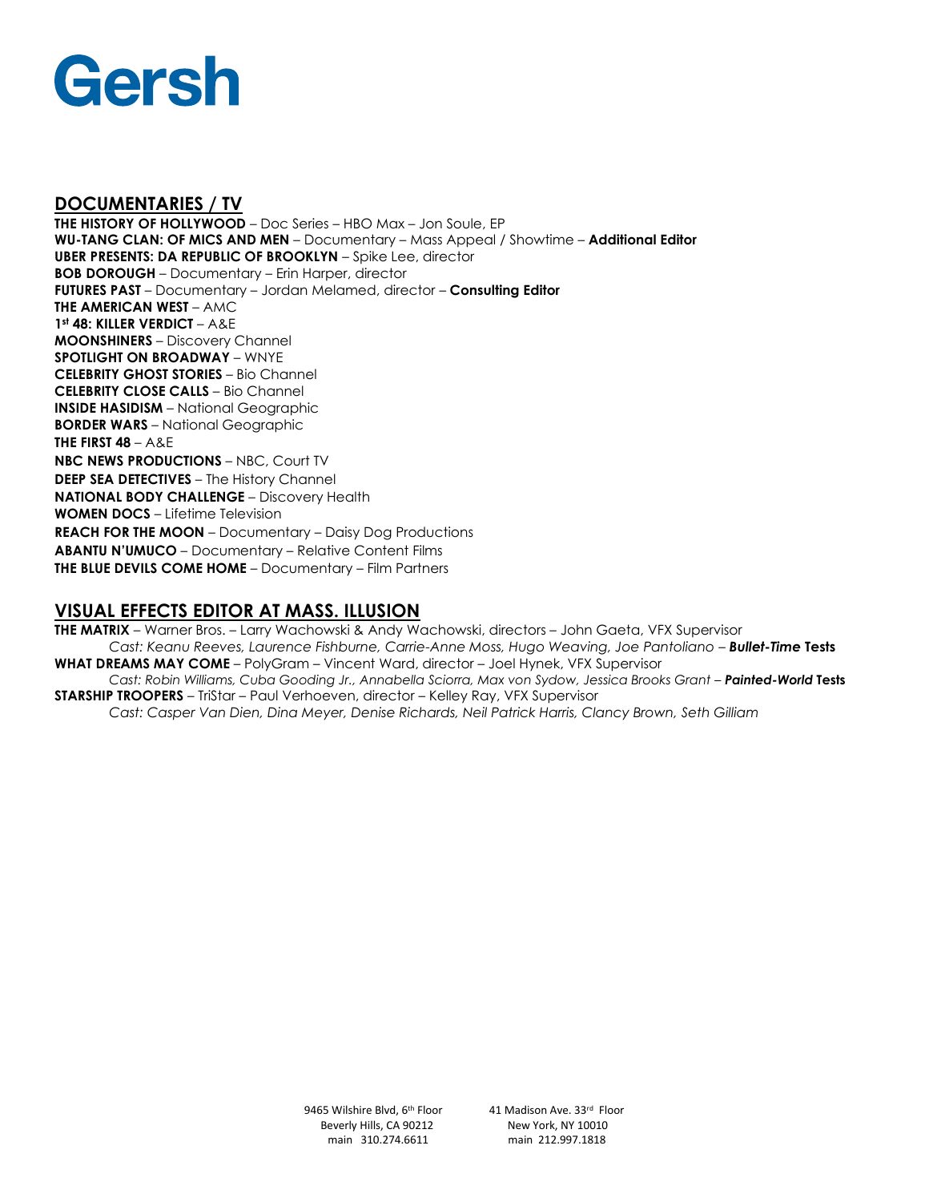# Gersh

## DOCUMENTARIES / TV

**THE HISTORY OF HOLLYWOOD** – Doc Series – HBO Max – Jon Soule, EP
**WU-TANG CLAN: OF MICS AND MEN** – Documentary – Mass Appeal / Showtime – **Additional Editor**
**UBER PRESENTS: DA REPUBLIC OF BROOKLYN** – Spike Lee, director
**BOB DOROUGH** – Documentary – Erin Harper, director
**FUTURES PAST** – Documentary – Jordan Melamed, director – **Consulting Editor**
**THE AMERICAN WEST** – AMC
**1st 48: KILLER VERDICT** – A&E
**MOONSHINERS** – Discovery Channel
**SPOTLIGHT ON BROADWAY** – WNYE
**CELEBRITY GHOST STORIES** – Bio Channel
**CELEBRITY CLOSE CALLS** – Bio Channel
**INSIDE HASIDISM** – National Geographic
**BORDER WARS** – National Geographic
**THE FIRST 48** – A&E
**NBC NEWS PRODUCTIONS** – NBC, Court TV
**DEEP SEA DETECTIVES** – The History Channel
**NATIONAL BODY CHALLENGE** – Discovery Health
**WOMEN DOCS** – Lifetime Television
**REACH FOR THE MOON** – Documentary – Daisy Dog Productions
**ABANTU N'UMUCO** – Documentary – Relative Content Films
**THE BLUE DEVILS COME HOME** – Documentary – Film Partners

## VISUAL EFFECTS EDITOR AT MASS. ILLUSION

**THE MATRIX** – Warner Bros. – Larry Wachowski & Andy Wachowski, directors – John Gaeta, VFX Supervisor
*Cast: Keanu Reeves, Laurence Fishburne, Carrie-Anne Moss, Hugo Weaving, Joe Pantoliano* – ***Bullet-Time* Tests**
**WHAT DREAMS MAY COME** – PolyGram – Vincent Ward, director – Joel Hynek, VFX Supervisor
*Cast: Robin Williams, Cuba Gooding Jr., Annabella Sciorra, Max von Sydow, Jessica Brooks Grant* – ***Painted-World* Tests**
**STARSHIP TROOPERS** – TriStar – Paul Verhoeven, director – Kelley Ray, VFX Supervisor
*Cast: Casper Van Dien, Dina Meyer, Denise Richards, Neil Patrick Harris, Clancy Brown, Seth Gilliam*

9465 Wilshire Blvd, 6th Floor
Beverly Hills, CA 90212
main 310.274.6611

41 Madison Ave. 33rd Floor
New York, NY 10010
main 212.997.1818